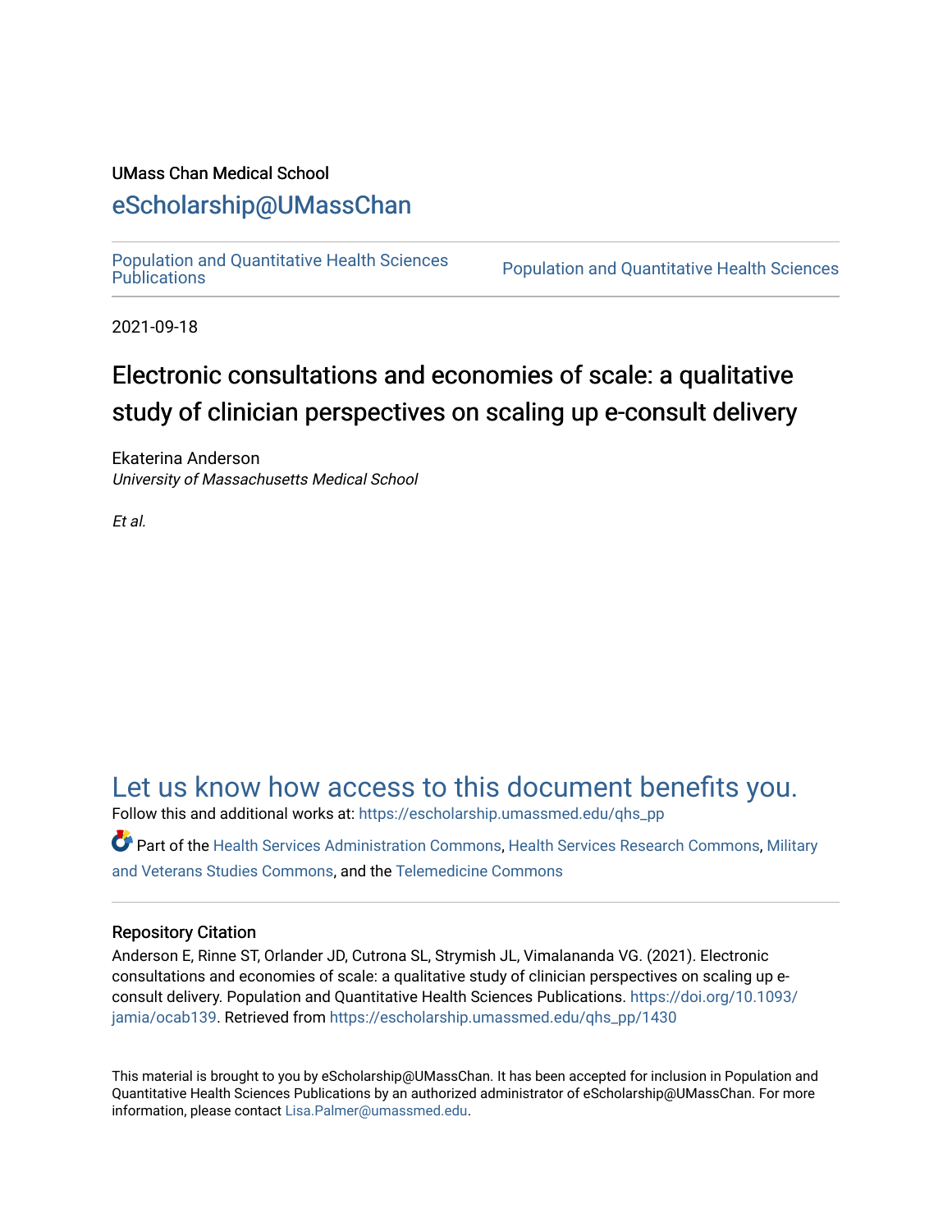UMass Chan Medical School

# eScholarship@UMassChan

Population and Quantitative Health Sciences Publications | Population and Quantitative Health Sciences

2021-09-18

## Electronic consultations and economies of scale: a qualitative study of clinician perspectives on scaling up e-consult delivery

Ekaterina Anderson
*University of Massachusetts Medical School*

*Et al.*

Let us know how access to this document benefits you.

Follow this and additional works at: https://escholarship.umassmed.edu/qhs_pp

Part of the Health Services Administration Commons, Health Services Research Commons, Military and Veterans Studies Commons, and the Telemedicine Commons

### Repository Citation

Anderson E, Rinne ST, Orlander JD, Cutrona SL, Strymish JL, Vimalananda VG. (2021). Electronic consultations and economies of scale: a qualitative study of clinician perspectives on scaling up e-consult delivery. Population and Quantitative Health Sciences Publications. https://doi.org/10.1093/jamia/ocab139. Retrieved from https://escholarship.umassmed.edu/qhs_pp/1430

This material is brought to you by eScholarship@UMassChan. It has been accepted for inclusion in Population and Quantitative Health Sciences Publications by an authorized administrator of eScholarship@UMassChan. For more information, please contact Lisa.Palmer@umassmed.edu.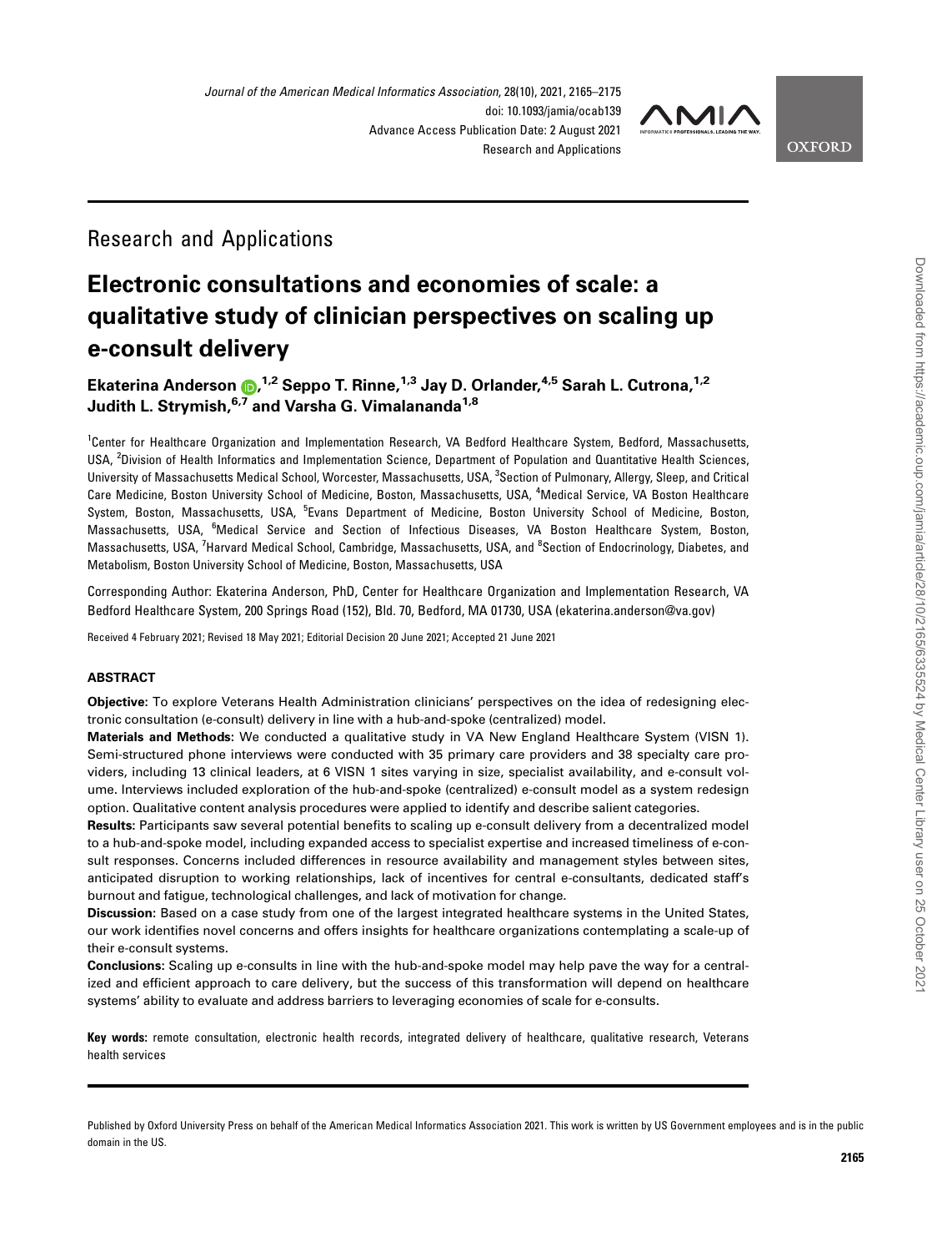# Research and Applications

# Electronic consultations and economies of scale: a qualitative study of clinician perspectives on scaling up e-consult delivery

**Ekaterina Anderson**[1,2] **Seppo T. Rinne,**[1,3] **Jay D. Orlander,**[4,5] **Sarah L. Cutrona,**[1,2] **Judith L. Strymish,**[6,7] **and Varsha G. Vimalananda**[1,8]

[1]Center for Healthcare Organization and Implementation Research, VA Bedford Healthcare System, Bedford, Massachusetts, USA, [2]Division of Health Informatics and Implementation Science, Department of Population and Quantitative Health Sciences, University of Massachusetts Medical School, Worcester, Massachusetts, USA, [3]Section of Pulmonary, Allergy, Sleep, and Critical Care Medicine, Boston University School of Medicine, Boston, Massachusetts, USA, [4]Medical Service, VA Boston Healthcare System, Boston, Massachusetts, USA, [5]Evans Department of Medicine, Boston University School of Medicine, Boston, Massachusetts, USA, [6]Medical Service and Section of Infectious Diseases, VA Boston Healthcare System, Boston, Massachusetts, USA, [7]Harvard Medical School, Cambridge, Massachusetts, USA, and [8]Section of Endocrinology, Diabetes, and Metabolism, Boston University School of Medicine, Boston, Massachusetts, USA

Corresponding Author: Ekaterina Anderson, PhD, Center for Healthcare Organization and Implementation Research, VA Bedford Healthcare System, 200 Springs Road (152), Bld. 70, Bedford, MA 01730, USA (ekaterina.anderson@va.gov)

Received 4 February 2021; Revised 18 May 2021; Editorial Decision 20 June 2021; Accepted 21 June 2021

## ABSTRACT

**Objective:** To explore Veterans Health Administration clinicians' perspectives on the idea of redesigning electronic consultation (e-consult) delivery in line with a hub-and-spoke (centralized) model.

**Materials and Methods:** We conducted a qualitative study in VA New England Healthcare System (VISN 1). Semi-structured phone interviews were conducted with 35 primary care providers and 38 specialty care providers, including 13 clinical leaders, at 6 VISN 1 sites varying in size, specialist availability, and e-consult volume. Interviews included exploration of the hub-and-spoke (centralized) e-consult model as a system redesign option. Qualitative content analysis procedures were applied to identify and describe salient categories.

**Results:** Participants saw several potential benefits to scaling up e-consult delivery from a decentralized model to a hub-and-spoke model, including expanded access to specialist expertise and increased timeliness of e-consult responses. Concerns included differences in resource availability and management styles between sites, anticipated disruption to working relationships, lack of incentives for central e-consultants, dedicated staff's burnout and fatigue, technological challenges, and lack of motivation for change.

**Discussion:** Based on a case study from one of the largest integrated healthcare systems in the United States, our work identifies novel concerns and offers insights for healthcare organizations contemplating a scale-up of their e-consult systems.

**Conclusions:** Scaling up e-consults in line with the hub-and-spoke model may help pave the way for a centralized and efficient approach to care delivery, but the success of this transformation will depend on healthcare systems' ability to evaluate and address barriers to leveraging economies of scale for e-consults.

**Key words:** remote consultation, electronic health records, integrated delivery of healthcare, qualitative research, Veterans health services

Published by Oxford University Press on behalf of the American Medical Informatics Association 2021. This work is written by US Government employees and is in the public domain in the US.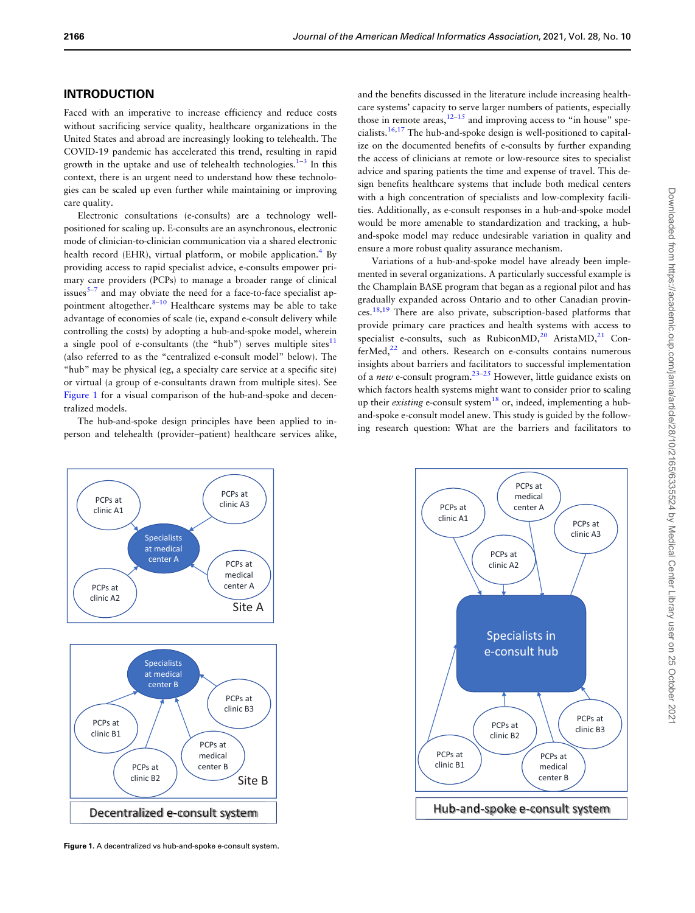## INTRODUCTION

Faced with an imperative to increase efficiency and reduce costs without sacrificing service quality, healthcare organizations in the United States and abroad are increasingly looking to telehealth. The COVID-19 pandemic has accelerated this trend, resulting in rapid growth in the uptake and use of telehealth technologies.[1–3] In this context, there is an urgent need to understand how these technologies can be scaled up even further while maintaining or improving care quality.

Electronic consultations (e-consults) are a technology well-positioned for scaling up. E-consults are an asynchronous, electronic mode of clinician-to-clinician communication via a shared electronic health record (EHR), virtual platform, or mobile application.[4] By providing access to rapid specialist advice, e-consults empower primary care providers (PCPs) to manage a broader range of clinical issues[5–7] and may obviate the need for a face-to-face specialist appointment altogether.[8–10] Healthcare systems may be able to take advantage of economies of scale (ie, expand e-consult delivery while controlling the costs) by adopting a hub-and-spoke model, wherein a single pool of e-consultants (the "hub") serves multiple sites[11] (also referred to as the "centralized e-consult model" below). The "hub" may be physical (eg, a specialty care service at a specific site) or virtual (a group of e-consultants drawn from multiple sites). See Figure 1 for a visual comparison of the hub-and-spoke and decentralized models.

The hub-and-spoke design principles have been applied to in-person and telehealth (provider–patient) healthcare services alike, and the benefits discussed in the literature include increasing healthcare systems' capacity to serve larger numbers of patients, especially those in remote areas,[12–15] and improving access to "in house" specialists.[16,17] The hub-and-spoke design is well-positioned to capitalize on the documented benefits of e-consults by further expanding the access of clinicians at remote or low-resource sites to specialist advice and sparing patients the time and expense of travel. This design benefits healthcare systems that include both medical centers with a high concentration of specialists and low-complexity facilities. Additionally, as e-consult responses in a hub-and-spoke model would be more amenable to standardization and tracking, a hub-and-spoke model may reduce undesirable variation in quality and ensure a more robust quality assurance mechanism.

Variations of a hub-and-spoke model have already been implemented in several organizations. A particularly successful example is the Champlain BASE program that began as a regional pilot and has gradually expanded across Ontario and to other Canadian provinces.[18,19] There are also private, subscription-based platforms that provide primary care practices and health systems with access to specialist e-consults, such as RubiconMD,[20] AristaMD,[21] ConferMed,[22] and others. Research on e-consults contains numerous insights about barriers and facilitators to successful implementation of a *new* e-consult program.[23–25] However, little guidance exists on which factors health systems might want to consider prior to scaling up their *existing* e-consult system[18] or, indeed, implementing a hub-and-spoke e-consult model anew. This study is guided by the following research question: What are the barriers and facilitators to

**Figure 1.** A decentralized vs hub-and-spoke e-consult system.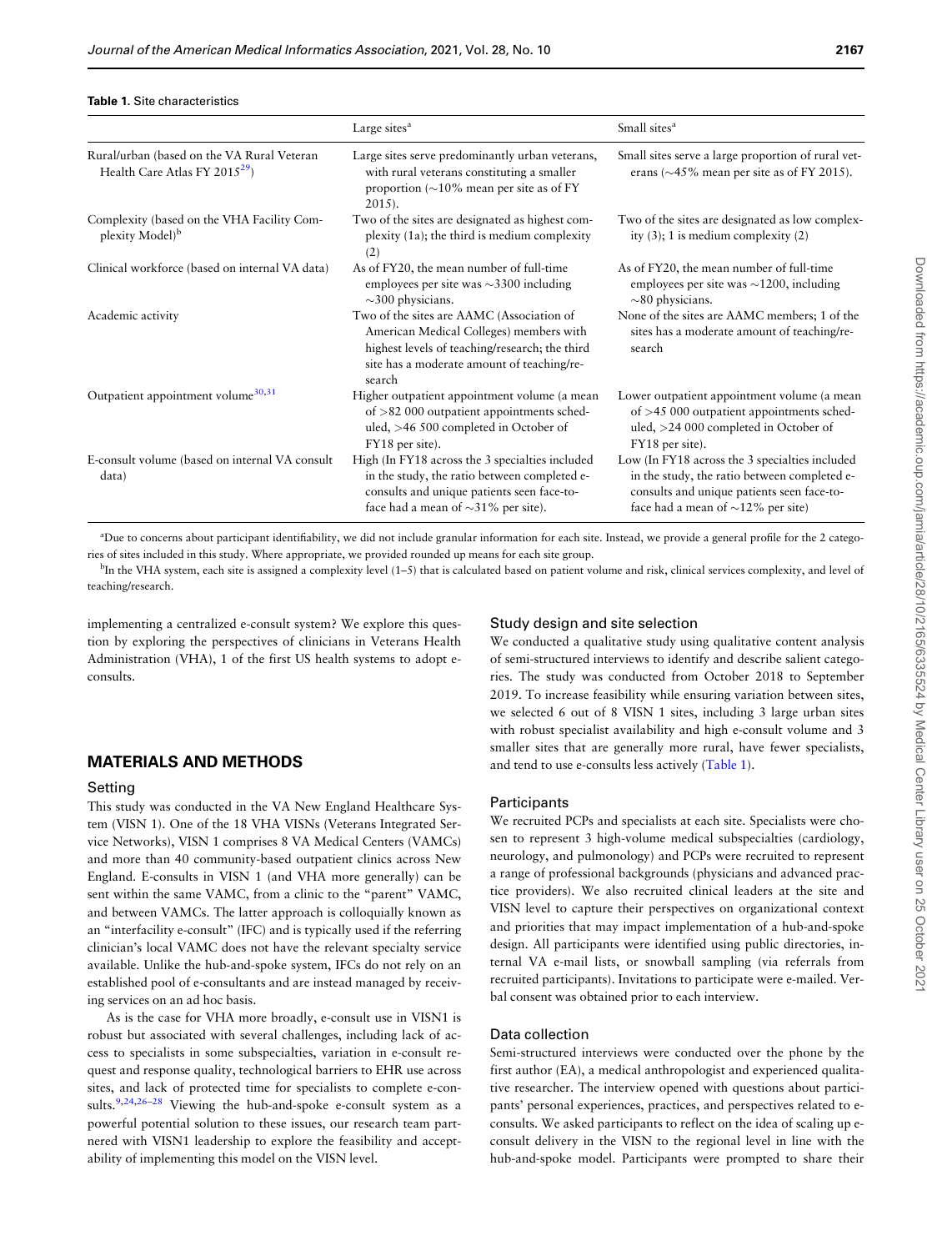**Table 1.** Site characteristics

| | Large sites[a] | Small sites[a] |
|---|---|---|
| Rural/urban (based on the VA Rural Veteran Health Care Atlas FY 2015[29]) | Large sites serve predominantly urban veterans, with rural veterans constituting a smaller proportion (∼10% mean per site as of FY 2015). | Small sites serve a large proportion of rural veterans (∼45% mean per site as of FY 2015). |
| Complexity (based on the VHA Facility Complexity Model)[b] | Two of the sites are designated as highest complexity (1a); the third is medium complexity (2) | Two of the sites are designated as low complexity (3); 1 is medium complexity (2) |
| Clinical workforce (based on internal VA data) | As of FY20, the mean number of full-time employees per site was ∼3300 including ∼300 physicians. | As of FY20, the mean number of full-time employees per site was ∼1200, including ∼80 physicians. |
| Academic activity | Two of the sites are AAMC (Association of American Medical Colleges) members with highest levels of teaching/research; the third site has a moderate amount of teaching/research | None of the sites are AAMC members; 1 of the sites has a moderate amount of teaching/research |
| Outpatient appointment volume[30,31] | Higher outpatient appointment volume (a mean of >82 000 outpatient appointments scheduled, >46 500 completed in October of FY18 per site). | Lower outpatient appointment volume (a mean of >45 000 outpatient appointments scheduled, >24 000 completed in October of FY18 per site). |
| E-consult volume (based on internal VA consult data) | High (In FY18 across the 3 specialties included in the study, the ratio between completed e-consults and unique patients seen face-to-face had a mean of ∼31% per site). | Low (In FY18 across the 3 specialties included in the study, the ratio between completed e-consults and unique patients seen face-to-face had a mean of ∼12% per site) |

[a]Due to concerns about participant identifiability, we did not include granular information for each site. Instead, we provide a general profile for the 2 categories of sites included in this study. Where appropriate, we provided rounded up means for each site group.

[b]In the VHA system, each site is assigned a complexity level (1–5) that is calculated based on patient volume and risk, clinical services complexity, and level of teaching/research.

implementing a centralized e-consult system? We explore this question by exploring the perspectives of clinicians in Veterans Health Administration (VHA), 1 of the first US health systems to adopt e-consults.

## MATERIALS AND METHODS

### Setting

This study was conducted in the VA New England Healthcare System (VISN 1). One of the 18 VHA VISNs (Veterans Integrated Service Networks), VISN 1 comprises 8 VA Medical Centers (VAMCs) and more than 40 community-based outpatient clinics across New England. E-consults in VISN 1 (and VHA more generally) can be sent within the same VAMC, from a clinic to the "parent" VAMC, and between VAMCs. The latter approach is colloquially known as an "interfacility e-consult" (IFC) and is typically used if the referring clinician's local VAMC does not have the relevant specialty service available. Unlike the hub-and-spoke system, IFCs do not rely on an established pool of e-consultants and are instead managed by receiving services on an ad hoc basis.

As is the case for VHA more broadly, e-consult use in VISN1 is robust but associated with several challenges, including lack of access to specialists in some subspecialties, variation in e-consult request and response quality, technological barriers to EHR use across sites, and lack of protected time for specialists to complete e-consults.[9,24,26–28] Viewing the hub-and-spoke e-consult system as a powerful potential solution to these issues, our research team partnered with VISN1 leadership to explore the feasibility and acceptability of implementing this model on the VISN level.

### Study design and site selection

We conducted a qualitative study using qualitative content analysis of semi-structured interviews to identify and describe salient categories. The study was conducted from October 2018 to September 2019. To increase feasibility while ensuring variation between sites, we selected 6 out of 8 VISN 1 sites, including 3 large urban sites with robust specialist availability and high e-consult volume and 3 smaller sites that are generally more rural, have fewer specialists, and tend to use e-consults less actively (Table 1).

### Participants

We recruited PCPs and specialists at each site. Specialists were chosen to represent 3 high-volume medical subspecialties (cardiology, neurology, and pulmonology) and PCPs were recruited to represent a range of professional backgrounds (physicians and advanced practice providers). We also recruited clinical leaders at the site and VISN level to capture their perspectives on organizational context and priorities that may impact implementation of a hub-and-spoke design. All participants were identified using public directories, internal VA e-mail lists, or snowball sampling (via referrals from recruited participants). Invitations to participate were e-mailed. Verbal consent was obtained prior to each interview.

### Data collection

Semi-structured interviews were conducted over the phone by the first author (EA), a medical anthropologist and experienced qualitative researcher. The interview opened with questions about participants' personal experiences, practices, and perspectives related to e-consults. We asked participants to reflect on the idea of scaling up e-consult delivery in the VISN to the regional level in line with the hub-and-spoke model. Participants were prompted to share their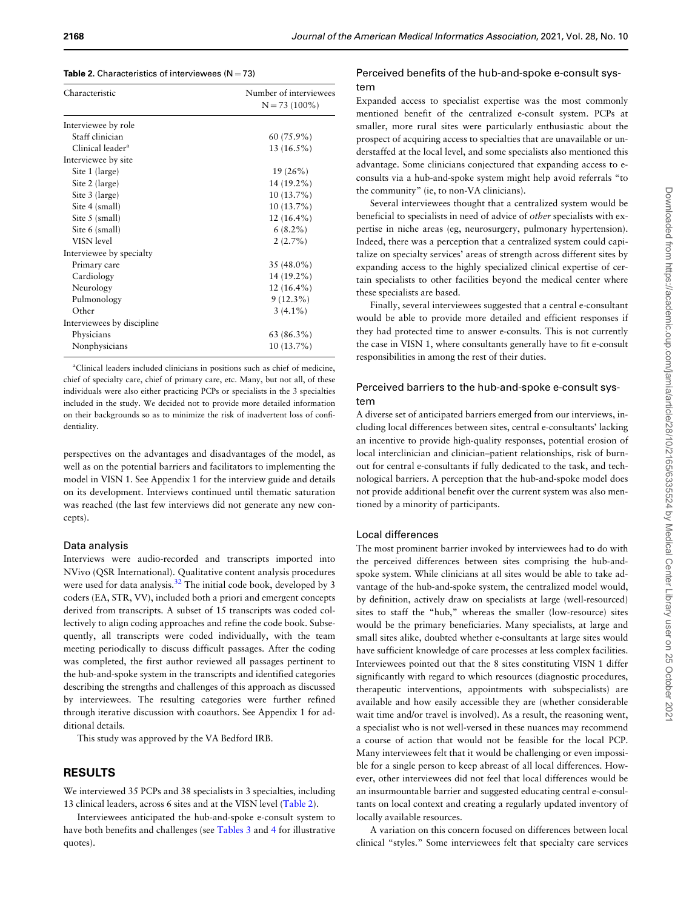**Table 2.** Characteristics of interviewees (N = 73)

| Characteristic | Number of interviewees N = 73 (100%) |
|---|---|
| Interviewee by role | |
| Staff clinician | 60 (75.9%) |
| Clinical leader[a] | 13 (16.5%) |
| Interviewee by site | |
| Site 1 (large) | 19 (26%) |
| Site 2 (large) | 14 (19.2%) |
| Site 3 (large) | 10 (13.7%) |
| Site 4 (small) | 10 (13.7%) |
| Site 5 (small) | 12 (16.4%) |
| Site 6 (small) | 6 (8.2%) |
| VISN level | 2 (2.7%) |
| Interviewee by specialty | |
| Primary care | 35 (48.0%) |
| Cardiology | 14 (19.2%) |
| Neurology | 12 (16.4%) |
| Pulmonology | 9 (12.3%) |
| Other | 3 (4.1%) |
| Interviewees by discipline | |
| Physicians | 63 (86.3%) |
| Nonphysicians | 10 (13.7%) |

[a]Clinical leaders included clinicians in positions such as chief of medicine, chief of specialty care, chief of primary care, etc. Many, but not all, of these individuals were also either practicing PCPs or specialists in the 3 specialties included in the study. We decided not to provide more detailed information on their backgrounds so as to minimize the risk of inadvertent loss of confidentiality.

perspectives on the advantages and disadvantages of the model, as well as on the potential barriers and facilitators to implementing the model in VISN 1. See Appendix 1 for the interview guide and details on its development. Interviews continued until thematic saturation was reached (the last few interviews did not generate any new concepts).

### Data analysis

Interviews were audio-recorded and transcripts imported into NVivo (QSR International). Qualitative content analysis procedures were used for data analysis.[32] The initial code book, developed by 3 coders (EA, STR, VV), included both a priori and emergent concepts derived from transcripts. A subset of 15 transcripts was coded collectively to align coding approaches and refine the code book. Subsequently, all transcripts were coded individually, with the team meeting periodically to discuss difficult passages. After the coding was completed, the first author reviewed all passages pertinent to the hub-and-spoke system in the transcripts and identified categories describing the strengths and challenges of this approach as discussed by interviewees. The resulting categories were further refined through iterative discussion with coauthors. See Appendix 1 for additional details.

This study was approved by the VA Bedford IRB.

## RESULTS

We interviewed 35 PCPs and 38 specialists in 3 specialties, including 13 clinical leaders, across 6 sites and at the VISN level (Table 2).

Interviewees anticipated the hub-and-spoke e-consult system to have both benefits and challenges (see Tables 3 and 4 for illustrative quotes).

### Perceived benefits of the hub-and-spoke e-consult system

Expanded access to specialist expertise was the most commonly mentioned benefit of the centralized e-consult system. PCPs at smaller, more rural sites were particularly enthusiastic about the prospect of acquiring access to specialties that are unavailable or understaffed at the local level, and some specialists also mentioned this advantage. Some clinicians conjectured that expanding access to e-consults via a hub-and-spoke system might help avoid referrals "to the community" (ie, to non-VA clinicians).

Several interviewees thought that a centralized system would be beneficial to specialists in need of advice of *other* specialists with expertise in niche areas (eg, neurosurgery, pulmonary hypertension). Indeed, there was a perception that a centralized system could capitalize on specialty services' areas of strength across different sites by expanding access to the highly specialized clinical expertise of certain specialists to other facilities beyond the medical center where these specialists are based.

Finally, several interviewees suggested that a central e-consultant would be able to provide more detailed and efficient responses if they had protected time to answer e-consults. This is not currently the case in VISN 1, where consultants generally have to fit e-consult responsibilities in among the rest of their duties.

### Perceived barriers to the hub-and-spoke e-consult system

A diverse set of anticipated barriers emerged from our interviews, including local differences between sites, central e-consultants' lacking an incentive to provide high-quality responses, potential erosion of local interclinician and clinician–patient relationships, risk of burnout for central e-consultants if fully dedicated to the task, and technological barriers. A perception that the hub-and-spoke model does not provide additional benefit over the current system was also mentioned by a minority of participants.

### Local differences

The most prominent barrier invoked by interviewees had to do with the perceived differences between sites comprising the hub-and-spoke system. While clinicians at all sites would be able to take advantage of the hub-and-spoke system, the centralized model would, by definition, actively draw on specialists at large (well-resourced) sites to staff the "hub," whereas the smaller (low-resource) sites would be the primary beneficiaries. Many specialists, at large and small sites alike, doubted whether e-consultants at large sites would have sufficient knowledge of care processes at less complex facilities. Interviewees pointed out that the 8 sites constituting VISN 1 differ significantly with regard to which resources (diagnostic procedures, therapeutic interventions, appointments with subspecialists) are available and how easily accessible they are (whether considerable wait time and/or travel is involved). As a result, the reasoning went, a specialist who is not well-versed in these nuances may recommend a course of action that would not be feasible for the local PCP. Many interviewees felt that it would be challenging or even impossible for a single person to keep abreast of all local differences. However, other interviewees did not feel that local differences would be an insurmountable barrier and suggested educating central e-consultants on local context and creating a regularly updated inventory of locally available resources.

A variation on this concern focused on differences between local clinical "styles." Some interviewees felt that specialty care services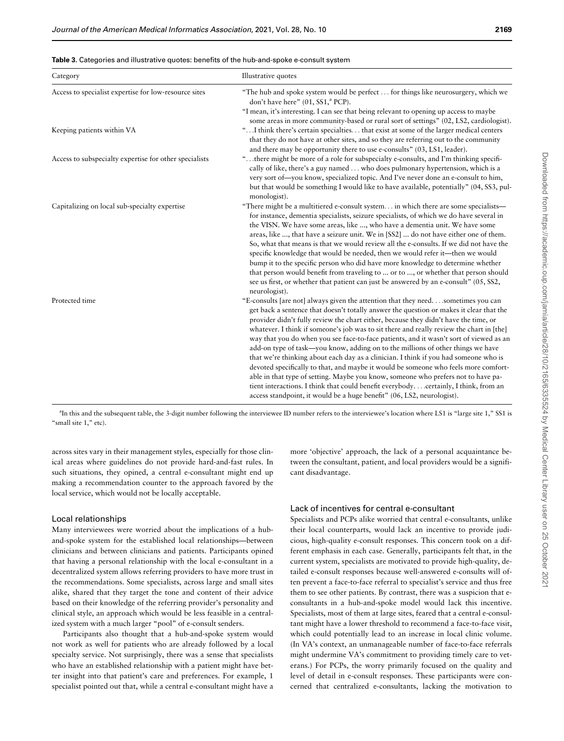**Table 3.** Categories and illustrative quotes: benefits of the hub-and-spoke e-consult system

| Category | Illustrative quotes |
|---|---|
| Access to specialist expertise for low-resource sites | "The hub and spoke system would be perfect … for things like neurosurgery, which we don't have here" (01, SS1,[a] PCP). "I mean, it's interesting. I can see that being relevant to opening up access to maybe some areas in more community-based or rural sort of settings" (02, LS2, cardiologist). |
| Keeping patients within VA | "…I think there's certain specialties… that exist at some of the larger medical centers that they do not have at other sites, and so they are referring out to the community and there may be opportunity there to use e-consults" (03, LS1, leader). |
| Access to subspecialty expertise for other specialists | "…there might be more of a role for subspecialty e-consults, and I'm thinking specifically of like, there's a guy named … who does pulmonary hypertension, which is a very sort of—you know, specialized topic. And I've never done an e-consult to him, but that would be something I would like to have available, potentially" (04, SS3, pulmonologist). |
| Capitalizing on local sub-specialty expertise | "There might be a multitiered e-consult system… in which there are some specialists—for instance, dementia specialists, seizure specialists, of which we do have several in the VISN. We have some areas, like ..., who have a dementia unit. We have some areas, like ..., that have a seizure unit. We in [SS2] ... do not have either one of them. So, what that means is that we would review all the e-consults. If we did not have the specific knowledge that would be needed, then we would refer it—then we would bump it to the specific person who did have more knowledge to determine whether that person would benefit from traveling to ... or to ..., or whether that person should see us first, or whether that patient can just be answered by an e-consult" (05, SS2, neurologist). |
| Protected time | "E-consults [are not] always given the attention that they need. …sometimes you can get back a sentence that doesn't totally answer the question or makes it clear that the provider didn't fully review the chart either, because they didn't have the time, or whatever. I think if someone's job was to sit there and really review the chart in [the] way that you do when you see face-to-face patients, and it wasn't sort of viewed as an add-on type of task—you know, adding on to the millions of other things we have that we're thinking about each day as a clinician. I think if you had someone who is devoted specifically to that, and maybe it would be someone who feels more comfortable in that type of setting. Maybe you know, someone who prefers not to have patient interactions. I think that could benefit everybody. …certainly, I think, from an access standpoint, it would be a huge benefit" (06, LS2, neurologist). |

[a]In this and the subsequent table, the 3-digit number following the interviewee ID number refers to the interviewee's location where LS1 is "large site 1," SS1 is "small site 1," etc).

across sites vary in their management styles, especially for those clinical areas where guidelines do not provide hard-and-fast rules. In such situations, they opined, a central e-consultant might end up making a recommendation counter to the approach favored by the local service, which would not be locally acceptable.

### Local relationships

Many interviewees were worried about the implications of a hub-and-spoke system for the established local relationships—between clinicians and between clinicians and patients. Participants opined that having a personal relationship with the local e-consultant in a decentralized system allows referring providers to have more trust in the recommendations. Some specialists, across large and small sites alike, shared that they target the tone and content of their advice based on their knowledge of the referring provider's personality and clinical style, an approach which would be less feasible in a centralized system with a much larger "pool" of e-consult senders.

Participants also thought that a hub-and-spoke system would not work as well for patients who are already followed by a local specialty service. Not surprisingly, there was a sense that specialists who have an established relationship with a patient might have better insight into that patient's care and preferences. For example, 1 specialist pointed out that, while a central e-consultant might have a more 'objective' approach, the lack of a personal acquaintance between the consultant, patient, and local providers would be a significant disadvantage.

### Lack of incentives for central e-consultant

Specialists and PCPs alike worried that central e-consultants, unlike their local counterparts, would lack an incentive to provide judicious, high-quality e-consult responses. This concern took on a different emphasis in each case. Generally, participants felt that, in the current system, specialists are motivated to provide high-quality, detailed e-consult responses because well-answered e-consults will often prevent a face-to-face referral to specialist's service and thus free them to see other patients. By contrast, there was a suspicion that e-consultants in a hub-and-spoke model would lack this incentive. Specialists, most of them at large sites, feared that a central e-consultant might have a lower threshold to recommend a face-to-face visit, which could potentially lead to an increase in local clinic volume. (In VA's context, an unmanageable number of face-to-face referrals might undermine VA's commitment to providing timely care to veterans.) For PCPs, the worry primarily focused on the quality and level of detail in e-consult responses. These participants were concerned that centralized e-consultants, lacking the motivation to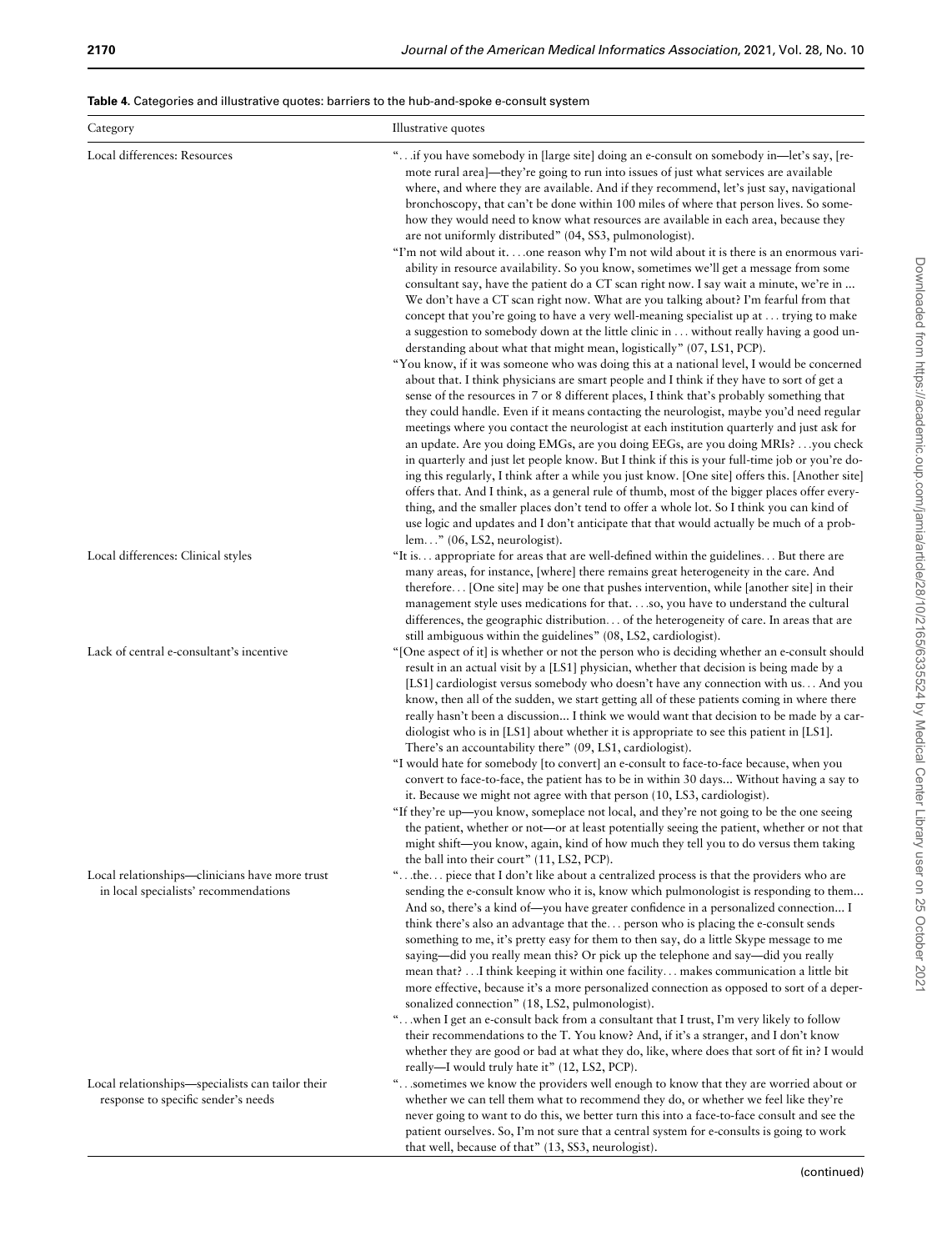**Table 4.** Categories and illustrative quotes: barriers to the hub-and-spoke e-consult system

| Category | Illustrative quotes |
|---|---|
| Local differences: Resources | "…if you have somebody in [large site] doing an e-consult on somebody in—let's say, [remote rural area]—they're going to run into issues of just what services are available where, and where they are available. And if they recommend, let's just say, navigational bronchoscopy, that can't be done within 100 miles of where that person lives. So somehow they would need to know what resources are available in each area, because they are not uniformly distributed" (04, SS3, pulmonologist).<br>"I'm not wild about it. …one reason why I'm not wild about it is there is an enormous variability in resource availability. So you know, sometimes we'll get a message from some consultant say, have the patient do a CT scan right now. I say wait a minute, we're in ... We don't have a CT scan right now. What are you talking about? I'm fearful from that concept that you're going to have a very well-meaning specialist up at … trying to make a suggestion to somebody down at the little clinic in … without really having a good understanding about what that might mean, logistically" (07, LS1, PCP).<br>"You know, if it was someone who was doing this at a national level, I would be concerned about that. I think physicians are smart people and I think if they have to sort of get a sense of the resources in 7 or 8 different places, I think that's probably something that they could handle. Even if it means contacting the neurologist, maybe you'd need regular meetings where you contact the neurologist at each institution quarterly and just ask for an update. Are you doing EMGs, are you doing EEGs, are you doing MRIs? …you check in quarterly and just let people know. But I think if this is your full-time job or you're doing this regularly, I think after a while you just know. [One site] offers this. [Another site] offers that. And I think, as a general rule of thumb, most of the bigger places offer everything, and the smaller places don't tend to offer a whole lot. So I think you can kind of use logic and updates and I don't anticipate that that would actually be much of a problem…" (06, LS2, neurologist). |
| Local differences: Clinical styles | "It is… appropriate for areas that are well-defined within the guidelines… But there are many areas, for instance, [where] there remains great heterogeneity in the care. And therefore… [One site] may be one that pushes intervention, while [another site] in their management style uses medications for that. …so, you have to understand the cultural differences, the geographic distribution… of the heterogeneity of care. In areas that are still ambiguous within the guidelines" (08, LS2, cardiologist). |
| Lack of central e-consultant's incentive | "[One aspect of it] is whether or not the person who is deciding whether an e-consult should result in an actual visit by a [LS1] physician, whether that decision is being made by a [LS1] cardiologist versus somebody who doesn't have any connection with us… And you know, then all of the sudden, we start getting all of these patients coming in where there really hasn't been a discussion... I think we would want that decision to be made by a cardiologist who is in [LS1] about whether it is appropriate to see this patient in [LS1]. There's an accountability there" (09, LS1, cardiologist).<br>"I would hate for somebody [to convert] an e-consult to face-to-face because, when you convert to face-to-face, the patient has to be in within 30 days... Without having a say to it. Because we might not agree with that person (10, LS3, cardiologist).<br>"If they're up—you know, someplace not local, and they're not going to be the one seeing the patient, whether or not—or at least potentially seeing the patient, whether or not that might shift—you know, again, kind of how much they tell you to do versus them taking the ball into their court" (11, LS2, PCP). |
| Local relationships—clinicians have more trust in local specialists' recommendations | "…the… piece that I don't like about a centralized process is that the providers who are sending the e-consult know who it is, know which pulmonologist is responding to them... And so, there's a kind of—you have greater confidence in a personalized connection... I think there's also an advantage that the… person who is placing the e-consult sends something to me, it's pretty easy for them to then say, do a little Skype message to me saying—did you really mean this? Or pick up the telephone and say—did you really mean that? …I think keeping it within one facility… makes communication a little bit more effective, because it's a more personalized connection as opposed to sort of a depersonalized connection" (18, LS2, pulmonologist).<br>"…when I get an e-consult back from a consultant that I trust, I'm very likely to follow their recommendations to the T. You know? And, if it's a stranger, and I don't know whether they are good or bad at what they do, like, where does that sort of fit in? I would really—I would truly hate it" (12, LS2, PCP). |
| Local relationships—specialists can tailor their response to specific sender's needs | "…sometimes we know the providers well enough to know that they are worried about or whether we can tell them what to recommend they do, or whether we feel like they're never going to want to do this, we better turn this into a face-to-face consult and see the patient ourselves. So, I'm not sure that a central system for e-consults is going to work that well, because of that" (13, SS3, neurologist). |

(continued)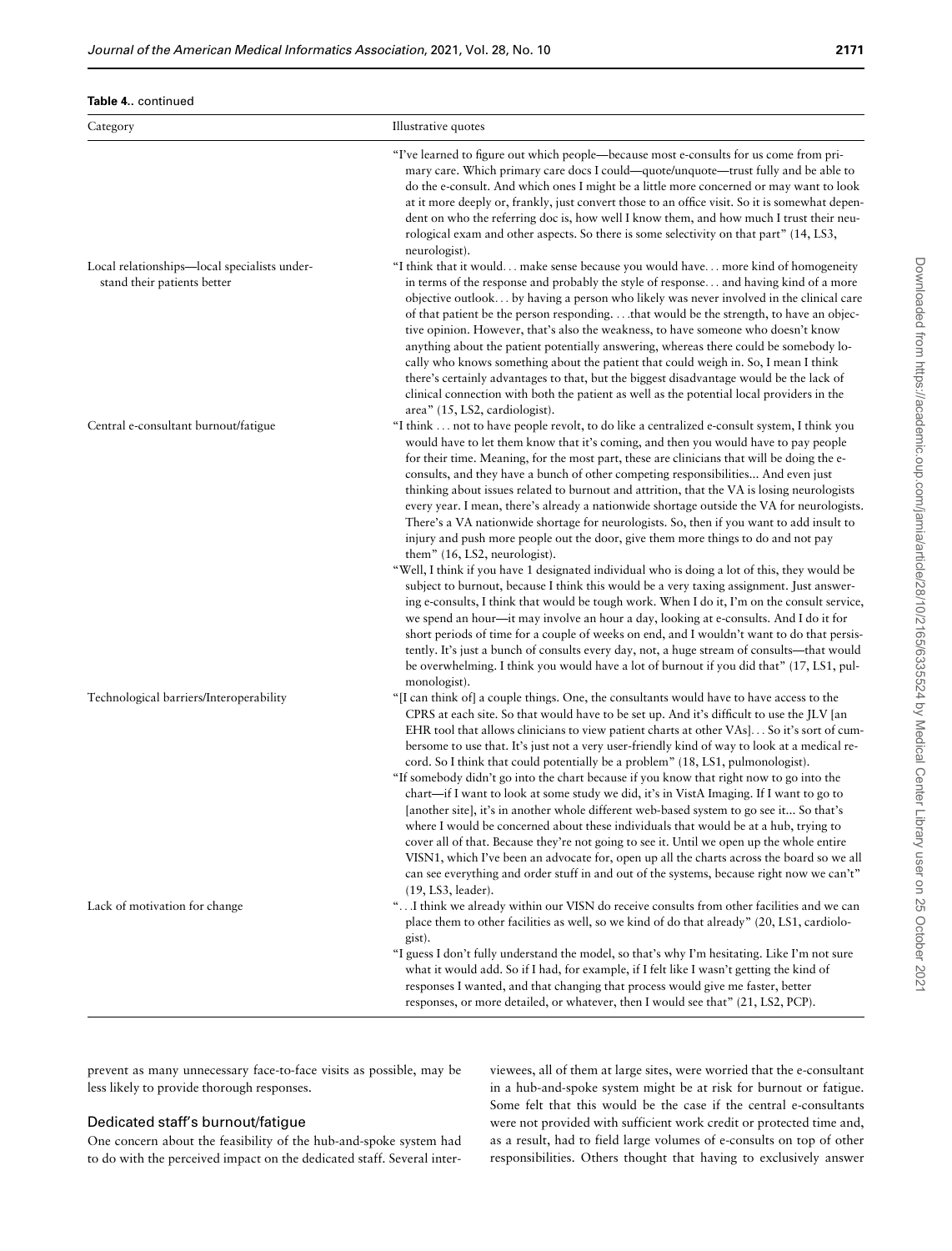**Table 4.** continued

| Category | Illustrative quotes |
| --- | --- |
| | "I've learned to figure out which people—because most e-consults for us come from primary care. Which primary care docs I could—quote/unquote—trust fully and be able to do the e-consult. And which ones I might be a little more concerned or may want to look at it more deeply or, frankly, just convert those to an office visit. So it is somewhat dependent on who the referring doc is, how well I know them, and how much I trust their neurological exam and other aspects. So there is some selectivity on that part" (14, LS3, neurologist). |
| Local relationships—local specialists understand their patients better | "I think that it would… make sense because you would have… more kind of homogeneity in terms of the response and probably the style of response… and having kind of a more objective outlook… by having a person who likely was never involved in the clinical care of that patient be the person responding. …that would be the strength, to have an objective opinion. However, that's also the weakness, to have someone who doesn't know anything about the patient potentially answering, whereas there could be somebody locally who knows something about the patient that could weigh in. So, I mean I think there's certainly advantages to that, but the biggest disadvantage would be the lack of clinical connection with both the patient as well as the potential local providers in the area" (15, LS2, cardiologist). |
| Central e-consultant burnout/fatigue | "I think … not to have people revolt, to do like a centralized e-consult system, I think you would have to let them know that it's coming, and then you would have to pay people for their time. Meaning, for the most part, these are clinicians that will be doing the e-consults, and they have a bunch of other competing responsibilities... And even just thinking about issues related to burnout and attrition, that the VA is losing neurologists every year. I mean, there's already a nationwide shortage outside the VA for neurologists. There's a VA nationwide shortage for neurologists. So, then if you want to add insult to injury and push more people out the door, give them more things to do and not pay them" (16, LS2, neurologist).<br>"Well, I think if you have 1 designated individual who is doing a lot of this, they would be subject to burnout, because I think this would be a very taxing assignment. Just answering e-consults, I think that would be tough work. When I do it, I'm on the consult service, we spend an hour—it may involve an hour a day, looking at e-consults. And I do it for short periods of time for a couple of weeks on end, and I wouldn't want to do that persistently. It's just a bunch of consults every day, not, a huge stream of consults—that would be overwhelming. I think you would have a lot of burnout if you did that" (17, LS1, pulmonologist). |
| Technological barriers/Interoperability | "[I can think of] a couple things. One, the consultants would have to have access to the CPRS at each site. So that would have to be set up. And it's difficult to use the JLV [an EHR tool that allows clinicians to view patient charts at other VAs]… So it's sort of cumbersome to use that. It's just not a very user-friendly kind of way to look at a medical record. So I think that could potentially be a problem" (18, LS1, pulmonologist).<br>"If somebody didn't go into the chart because if you know that right now to go into the chart—if I want to look at some study we did, it's in VistA Imaging. If I want to go to [another site], it's in another whole different web-based system to go see it... So that's where I would be concerned about these individuals that would be at a hub, trying to cover all of that. Because they're not going to see it. Until we open up the whole entire VISN1, which I've been an advocate for, open up all the charts across the board so we all can see everything and order stuff in and out of the systems, because right now we can't" (19, LS3, leader). |
| Lack of motivation for change | "…I think we already within our VISN do receive consults from other facilities and we can place them to other facilities as well, so we kind of do that already" (20, LS1, cardiologist).<br>"I guess I don't fully understand the model, so that's why I'm hesitating. Like I'm not sure what it would add. So if I had, for example, if I felt like I wasn't getting the kind of responses I wanted, and that changing that process would give me faster, better responses, or more detailed, or whatever, then I would see that" (21, LS2, PCP). |

prevent as many unnecessary face-to-face visits as possible, may be less likely to provide thorough responses.

### Dedicated staff's burnout/fatigue

One concern about the feasibility of the hub-and-spoke system had to do with the perceived impact on the dedicated staff. Several interviewees, all of them at large sites, were worried that the e-consultant in a hub-and-spoke system might be at risk for burnout or fatigue. Some felt that this would be the case if the central e-consultants were not provided with sufficient work credit or protected time and, as a result, had to field large volumes of e-consults on top of other responsibilities. Others thought that having to exclusively answer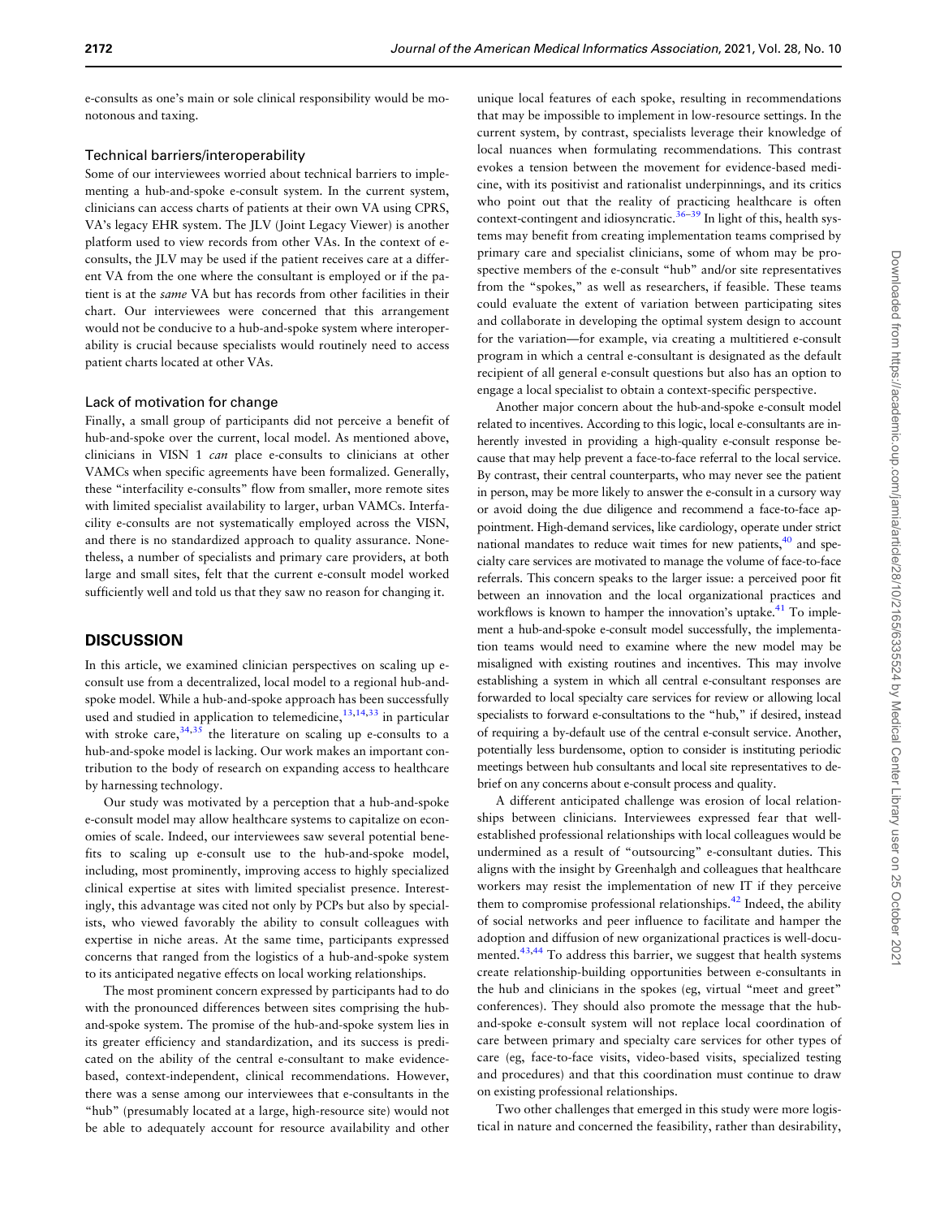e-consults as one's main or sole clinical responsibility would be monotonous and taxing.

### Technical barriers/interoperability

Some of our interviewees worried about technical barriers to implementing a hub-and-spoke e-consult system. In the current system, clinicians can access charts of patients at their own VA using CPRS, VA's legacy EHR system. The JLV (Joint Legacy Viewer) is another platform used to view records from other VAs. In the context of e-consults, the JLV may be used if the patient receives care at a different VA from the one where the consultant is employed or if the patient is at the *same* VA but has records from other facilities in their chart. Our interviewees were concerned that this arrangement would not be conducive to a hub-and-spoke system where interoperability is crucial because specialists would routinely need to access patient charts located at other VAs.

### Lack of motivation for change

Finally, a small group of participants did not perceive a benefit of hub-and-spoke over the current, local model. As mentioned above, clinicians in VISN 1 *can* place e-consults to clinicians at other VAMCs when specific agreements have been formalized. Generally, these "interfacility e-consults" flow from smaller, more remote sites with limited specialist availability to larger, urban VAMCs. Interfacility e-consults are not systematically employed across the VISN, and there is no standardized approach to quality assurance. Nonetheless, a number of specialists and primary care providers, at both large and small sites, felt that the current e-consult model worked sufficiently well and told us that they saw no reason for changing it.

## DISCUSSION

In this article, we examined clinician perspectives on scaling up e-consult use from a decentralized, local model to a regional hub-and-spoke model. While a hub-and-spoke approach has been successfully used and studied in application to telemedicine,[13,14,33] in particular with stroke care,[34,35] the literature on scaling up e-consults to a hub-and-spoke model is lacking. Our work makes an important contribution to the body of research on expanding access to healthcare by harnessing technology.

Our study was motivated by a perception that a hub-and-spoke e-consult model may allow healthcare systems to capitalize on economies of scale. Indeed, our interviewees saw several potential benefits to scaling up e-consult use to the hub-and-spoke model, including, most prominently, improving access to highly specialized clinical expertise at sites with limited specialist presence. Interestingly, this advantage was cited not only by PCPs but also by specialists, who viewed favorably the ability to consult colleagues with expertise in niche areas. At the same time, participants expressed concerns that ranged from the logistics of a hub-and-spoke system to its anticipated negative effects on local working relationships.

The most prominent concern expressed by participants had to do with the pronounced differences between sites comprising the hub-and-spoke system. The promise of the hub-and-spoke system lies in its greater efficiency and standardization, and its success is predicated on the ability of the central e-consultant to make evidence-based, context-independent, clinical recommendations. However, there was a sense among our interviewees that e-consultants in the "hub" (presumably located at a large, high-resource site) would not be able to adequately account for resource availability and other unique local features of each spoke, resulting in recommendations that may be impossible to implement in low-resource settings. In the current system, by contrast, specialists leverage their knowledge of local nuances when formulating recommendations. This contrast evokes a tension between the movement for evidence-based medicine, with its positivist and rationalist underpinnings, and its critics who point out that the reality of practicing healthcare is often context-contingent and idiosyncratic.[36–39] In light of this, health systems may benefit from creating implementation teams comprised by primary care and specialist clinicians, some of whom may be prospective members of the e-consult "hub" and/or site representatives from the "spokes," as well as researchers, if feasible. These teams could evaluate the extent of variation between participating sites and collaborate in developing the optimal system design to account for the variation—for example, via creating a multitiered e-consult program in which a central e-consultant is designated as the default recipient of all general e-consult questions but also has an option to engage a local specialist to obtain a context-specific perspective.

Another major concern about the hub-and-spoke e-consult model related to incentives. According to this logic, local e-consultants are inherently invested in providing a high-quality e-consult response because that may help prevent a face-to-face referral to the local service. By contrast, their central counterparts, who may never see the patient in person, may be more likely to answer the e-consult in a cursory way or avoid doing the due diligence and recommend a face-to-face appointment. High-demand services, like cardiology, operate under strict national mandates to reduce wait times for new patients,[40] and specialty care services are motivated to manage the volume of face-to-face referrals. This concern speaks to the larger issue: a perceived poor fit between an innovation and the local organizational practices and workflows is known to hamper the innovation's uptake.[41] To implement a hub-and-spoke e-consult model successfully, the implementation teams would need to examine where the new model may be misaligned with existing routines and incentives. This may involve establishing a system in which all central e-consultant responses are forwarded to local specialty care services for review or allowing local specialists to forward e-consultations to the "hub," if desired, instead of requiring a by-default use of the central e-consult service. Another, potentially less burdensome, option to consider is instituting periodic meetings between hub consultants and local site representatives to debrief on any concerns about e-consult process and quality.

A different anticipated challenge was erosion of local relationships between clinicians. Interviewees expressed fear that well-established professional relationships with local colleagues would be undermined as a result of "outsourcing" e-consultant duties. This aligns with the insight by Greenhalgh and colleagues that healthcare workers may resist the implementation of new IT if they perceive them to compromise professional relationships.[42] Indeed, the ability of social networks and peer influence to facilitate and hamper the adoption and diffusion of new organizational practices is well-documented.[43,44] To address this barrier, we suggest that health systems create relationship-building opportunities between e-consultants in the hub and clinicians in the spokes (eg, virtual "meet and greet" conferences). They should also promote the message that the hub-and-spoke e-consult system will not replace local coordination of care between primary and specialty care services for other types of care (eg, face-to-face visits, video-based visits, specialized testing and procedures) and that this coordination must continue to draw on existing professional relationships.

Two other challenges that emerged in this study were more logistical in nature and concerned the feasibility, rather than desirability,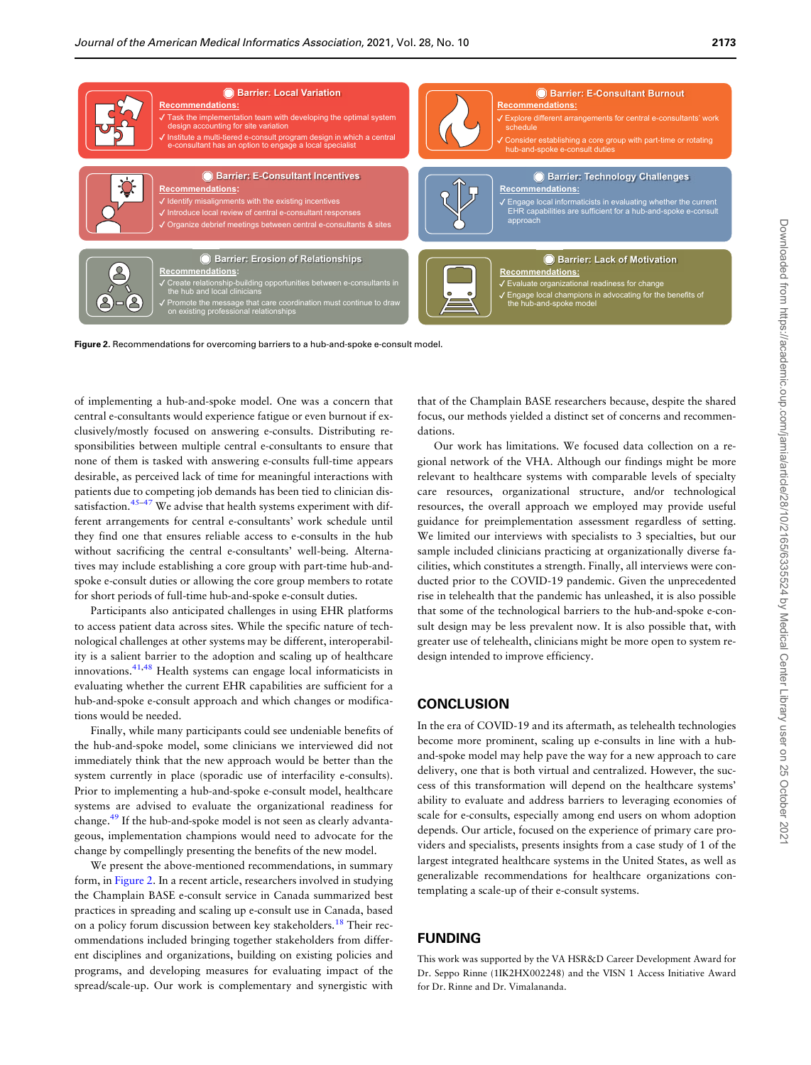**Barrier: Local Variation**

Recommendations:
- ✓ Task the implementation team with developing the optimal system design accounting for site variation
- ✓ Institute a multi-tiered e-consult program design in which a central e-consultant has an option to engage a local specialist

**Barrier: E-Consultant Burnout**

Recommendations:
- ✓ Explore different arrangements for central e-consultants' work schedule
- ✓ Consider establishing a core group with part-time or rotating hub-and-spoke e-consult duties

**Barrier: E-Consultant Incentives**

Recommendations:
- ✓ Identify misalignments with the existing incentives
- ✓ Introduce local review of central e-consultant responses
- ✓ Organize debrief meetings between central e-consultants & sites

**Barrier: Technology Challenges**

Recommendations:
- ✓ Engage local informaticists in evaluating whether the current EHR capabilities are sufficient for a hub-and-spoke e-consult approach

**Barrier: Erosion of Relationships**

Recommendations:
- ✓ Create relationship-building opportunities between e-consultants in the hub and local clinicians
- ✓ Promote the message that care coordination must continue to draw on existing professional relationships

**Barrier: Lack of Motivation**

Recommendations:
- ✓ Evaluate organizational readiness for change
- ✓ Engage local champions in advocating for the benefits of the hub-and-spoke model

**Figure 2.** Recommendations for overcoming barriers to a hub-and-spoke e-consult model.

of implementing a hub-and-spoke model. One was a concern that central e-consultants would experience fatigue or even burnout if exclusively/mostly focused on answering e-consults. Distributing responsibilities between multiple central e-consultants to ensure that none of them is tasked with answering e-consults full-time appears desirable, as perceived lack of time for meaningful interactions with patients due to competing job demands has been tied to clinician dissatisfaction.[45–47] We advise that health systems experiment with different arrangements for central e-consultants' work schedule until they find one that ensures reliable access to e-consults in the hub without sacrificing the central e-consultants' well-being. Alternatives may include establishing a core group with part-time hub-and-spoke e-consult duties or allowing the core group members to rotate for short periods of full-time hub-and-spoke e-consult duties.

Participants also anticipated challenges in using EHR platforms to access patient data across sites. While the specific nature of technological challenges at other systems may be different, interoperability is a salient barrier to the adoption and scaling up of healthcare innovations.[41,48] Health systems can engage local informaticists in evaluating whether the current EHR capabilities are sufficient for a hub-and-spoke e-consult approach and which changes or modifications would be needed.

Finally, while many participants could see undeniable benefits of the hub-and-spoke model, some clinicians we interviewed did not immediately think that the new approach would be better than the system currently in place (sporadic use of interfacility e-consults). Prior to implementing a hub-and-spoke e-consult model, healthcare systems are advised to evaluate the organizational readiness for change.[49] If the hub-and-spoke model is not seen as clearly advantageous, implementation champions would need to advocate for the change by compellingly presenting the benefits of the new model.

We present the above-mentioned recommendations, in summary form, in Figure 2. In a recent article, researchers involved in studying the Champlain BASE e-consult service in Canada summarized best practices in spreading and scaling up e-consult use in Canada, based on a policy forum discussion between key stakeholders.[18] Their recommendations included bringing together stakeholders from different disciplines and organizations, building on existing policies and programs, and developing measures for evaluating impact of the spread/scale-up. Our work is complementary and synergistic with that of the Champlain BASE researchers because, despite the shared focus, our methods yielded a distinct set of concerns and recommendations.

Our work has limitations. We focused data collection on a regional network of the VHA. Although our findings might be more relevant to healthcare systems with comparable levels of specialty care resources, organizational structure, and/or technological resources, the overall approach we employed may provide useful guidance for preimplementation assessment regardless of setting. We limited our interviews with specialists to 3 specialties, but our sample included clinicians practicing at organizationally diverse facilities, which constitutes a strength. Finally, all interviews were conducted prior to the COVID-19 pandemic. Given the unprecedented rise in telehealth that the pandemic has unleashed, it is also possible that some of the technological barriers to the hub-and-spoke e-consult design may be less prevalent now. It is also possible that, with greater use of telehealth, clinicians might be more open to system redesign intended to improve efficiency.

## CONCLUSION

In the era of COVID-19 and its aftermath, as telehealth technologies become more prominent, scaling up e-consults in line with a hub-and-spoke model may help pave the way for a new approach to care delivery, one that is both virtual and centralized. However, the success of this transformation will depend on the healthcare systems' ability to evaluate and address barriers to leveraging economies of scale for e-consults, especially among end users on whom adoption depends. Our article, focused on the experience of primary care providers and specialists, presents insights from a case study of 1 of the largest integrated healthcare systems in the United States, as well as generalizable recommendations for healthcare organizations contemplating a scale-up of their e-consult systems.

## FUNDING

This work was supported by the VA HSR&D Career Development Award for Dr. Seppo Rinne (1IK2HX002248) and the VISN 1 Access Initiative Award for Dr. Rinne and Dr. Vimalananda.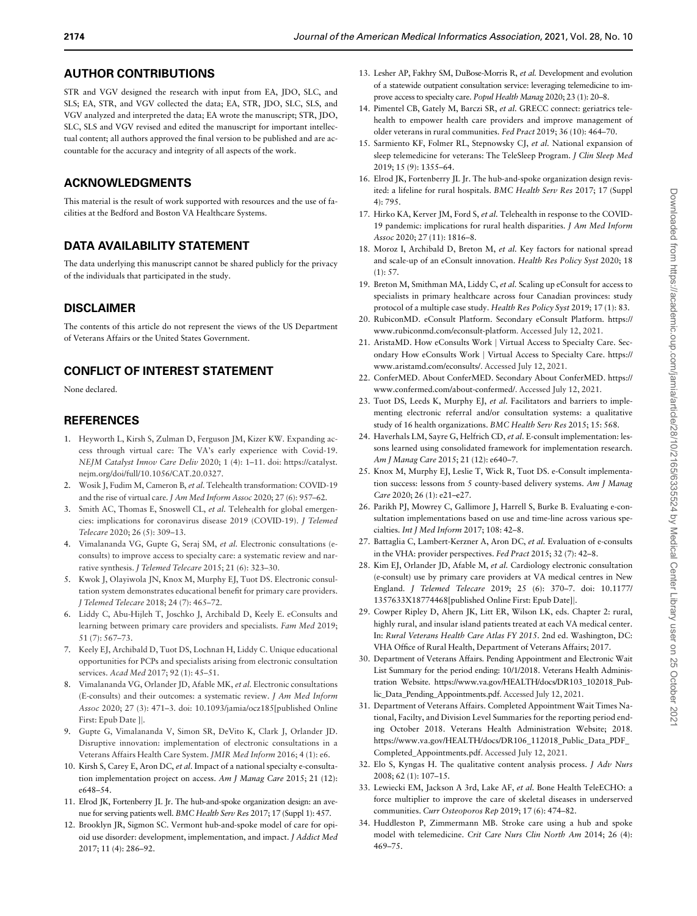## AUTHOR CONTRIBUTIONS

STR and VGV designed the research with input from EA, JDO, SLC, and SLS; EA, STR, and VGV collected the data; EA, STR, JDO, SLC, SLS, and VGV analyzed and interpreted the data; EA wrote the manuscript; STR, JDO, SLC, SLS and VGV revised and edited the manuscript for important intellectual content; all authors approved the final version to be published and are accountable for the accuracy and integrity of all aspects of the work.

## ACKNOWLEDGMENTS

This material is the result of work supported with resources and the use of facilities at the Bedford and Boston VA Healthcare Systems.

## DATA AVAILABILITY STATEMENT

The data underlying this manuscript cannot be shared publicly for the privacy of the individuals that participated in the study.

## DISCLAIMER

The contents of this article do not represent the views of the US Department of Veterans Affairs or the United States Government.

## CONFLICT OF INTEREST STATEMENT

None declared.

## REFERENCES

1. Heyworth L, Kirsh S, Zulman D, Ferguson JM, Kizer KW. Expanding access through virtual care: The VA's early experience with Covid-19. *NEJM Catalyst Innov Care Deliv* 2020; 1 (4): 1–11. doi: https://catalyst.nejm.org/doi/full/10.1056/CAT.20.0327.
2. Wosik J, Fudim M, Cameron B, *et al.* Telehealth transformation: COVID-19 and the rise of virtual care. *J Am Med Inform Assoc* 2020; 27 (6): 957–62.
3. Smith AC, Thomas E, Snoswell CL, *et al.* Telehealth for global emergencies: implications for coronavirus disease 2019 (COVID-19). *J Telemed Telecare* 2020; 26 (5): 309–13.
4. Vimalananda VG, Gupte G, Seraj SM, *et al.* Electronic consultations (e-consults) to improve access to specialty care: a systematic review and narrative synthesis. *J Telemed Telecare* 2015; 21 (6): 323–30.
5. Kwok J, Olayiwola JN, Knox M, Murphy EJ, Tuot DS. Electronic consultation system demonstrates educational benefit for primary care providers. *J Telemed Telecare* 2018; 24 (7): 465–72.
6. Liddy C, Abu-Hijleh T, Joschko J, Archibald D, Keely E. eConsults and learning between primary care providers and specialists. *Fam Med* 2019; 51 (7): 567–73.
7. Keely EJ, Archibald D, Tuot DS, Lochnan H, Liddy C. Unique educational opportunities for PCPs and specialists arising from electronic consultation services. *Acad Med* 2017; 92 (1): 45–51.
8. Vimalananda VG, Orlander JD, Afable MK, *et al.* Electronic consultations (E-consults) and their outcomes: a systematic review. *J Am Med Inform Assoc* 2020; 27 (3): 471–3. doi: 10.1093/jamia/ocz185[published Online First: Epub Date ]|.
9. Gupte G, Vimalananda V, Simon SR, DeVito K, Clark J, Orlander JD. Disruptive innovation: implementation of electronic consultations in a Veterans Affairs Health Care System. *JMIR Med Inform* 2016; 4 (1): e6.
10. Kirsh S, Carey E, Aron DC, *et al.* Impact of a national specialty e-consultation implementation project on access. *Am J Manag Care* 2015; 21 (12): e648–54.
11. Elrod JK, Fortenberry JL Jr. The hub-and-spoke organization design: an avenue for serving patients well. *BMC Health Serv Res* 2017; 17 (Suppl 1): 457.
12. Brooklyn JR, Sigmon SC. Vermont hub-and-spoke model of care for opioid use disorder: development, implementation, and impact. *J Addict Med* 2017; 11 (4): 286–92.
13. Lesher AP, Fakhry SM, DuBose-Morris R, *et al.* Development and evolution of a statewide outpatient consultation service: leveraging telemedicine to improve access to specialty care. *Popul Health Manag* 2020; 23 (1): 20–8.
14. Pimentel CB, Gately M, Barczi SR, *et al.* GRECC connect: geriatrics telehealth to empower health care providers and improve management of older veterans in rural communities. *Fed Pract* 2019; 36 (10): 464–70.
15. Sarmiento KF, Folmer RL, Stepnowsky CJ, *et al.* National expansion of sleep telemedicine for veterans: The TeleSleep Program. *J Clin Sleep Med* 2019; 15 (9): 1355–64.
16. Elrod JK, Fortenberry JL Jr. The hub-and-spoke organization design revisited: a lifeline for rural hospitals. *BMC Health Serv Res* 2017; 17 (Suppl 4): 795.
17. Hirko KA, Kerver JM, Ford S, *et al.* Telehealth in response to the COVID-19 pandemic: implications for rural health disparities. *J Am Med Inform Assoc* 2020; 27 (11): 1816–8.
18. Moroz I, Archibald D, Breton M, *et al.* Key factors for national spread and scale-up of an eConsult innovation. *Health Res Policy Syst* 2020; 18 (1): 57.
19. Breton M, Smithman MA, Liddy C, *et al.* Scaling up eConsult for access to specialists in primary healthcare across four Canadian provinces: study protocol of a multiple case study. *Health Res Policy Syst* 2019; 17 (1): 83.
20. RubiconMD. eConsult Platform. Secondary eConsult Platform. https://www.rubiconmd.com/econsult-platform. Accessed July 12, 2021.
21. AristaMD. How eConsults Work | Virtual Access to Specialty Care. Secondary How eConsults Work | Virtual Access to Specialty Care. https://www.aristamd.com/econsults/. Accessed July 12, 2021.
22. ConferMED. About ConferMED. Secondary About ConferMED. https://www.confermed.com/about-confermed/. Accessed July 12, 2021.
23. Tuot DS, Leeds K, Murphy EJ, *et al.* Facilitators and barriers to implementing electronic referral and/or consultation systems: a qualitative study of 16 health organizations. *BMC Health Serv Res* 2015; 15: 568.
24. Haverhals LM, Sayre G, Helfrich CD, *et al.* E-consult implementation: lessons learned using consolidated framework for implementation research. *Am J Manag Care* 2015; 21 (12): e640–7.
25. Knox M, Murphy EJ, Leslie T, Wick R, Tuot DS. e-Consult implementation success: lessons from 5 county-based delivery systems. *Am J Manag Care* 2020; 26 (1): e21–e27.
26. Parikh PJ, Mowrey C, Gallimore J, Harrell S, Burke B. Evaluating e-consultation implementations based on use and time-line across various specialties. *Int J Med Inform* 2017; 108: 42–8.
27. Battaglia C, Lambert-Kerzner A, Aron DC, *et al.* Evaluation of e-consults in the VHA: provider perspectives. *Fed Pract* 2015; 32 (7): 42–8.
28. Kim EJ, Orlander JD, Afable M, *et al.* Cardiology electronic consultation (e-consult) use by primary care providers at VA medical centres in New England. *J Telemed Telecare* 2019; 25 (6): 370–7. doi: 10.1177/1357633X18774468[published Online First: Epub Date]|.
29. Cowper Ripley D, Ahern JK, Litt ER, Wilson LK, eds. Chapter 2: rural, highly rural, and insular island patients treated at each VA medical center. In: *Rural Veterans Health Care Atlas FY 2015*. 2nd ed. Washington, DC: VHA Office of Rural Health, Department of Veterans Affairs; 2017.
30. Department of Veterans Affairs. Pending Appointment and Electronic Wait List Summary for the period ending: 10/1/2018. Veterans Health Administration Website. https://www.va.gov/HEALTH/docs/DR103_102018_Public_Data_Pending_Appointments.pdf. Accessed July 12, 2021.
31. Department of Veterans Affairs. Completed Appointment Wait Times National, Facilty, and Division Level Summaries for the reporting period ending October 2018. Veterans Health Administration Website; 2018. https://www.va.gov/HEALTH/docs/DR106_112018_Public_Data_PDF_Completed_Appointments.pdf. Accessed July 12, 2021.
32. Elo S, Kyngas H. The qualitative content analysis process. *J Adv Nurs* 2008; 62 (1): 107–15.
33. Lewiecki EM, Jackson A 3rd, Lake AF, *et al.* Bone Health TeleECHO: a force multiplier to improve the care of skeletal diseases in underserved communities. *Curr Osteoporos Rep* 2019; 17 (6): 474–82.
34. Huddleston P, Zimmermann MB. Stroke care using a hub and spoke model with telemedicine. *Crit Care Nurs Clin North Am* 2014; 26 (4): 469–75.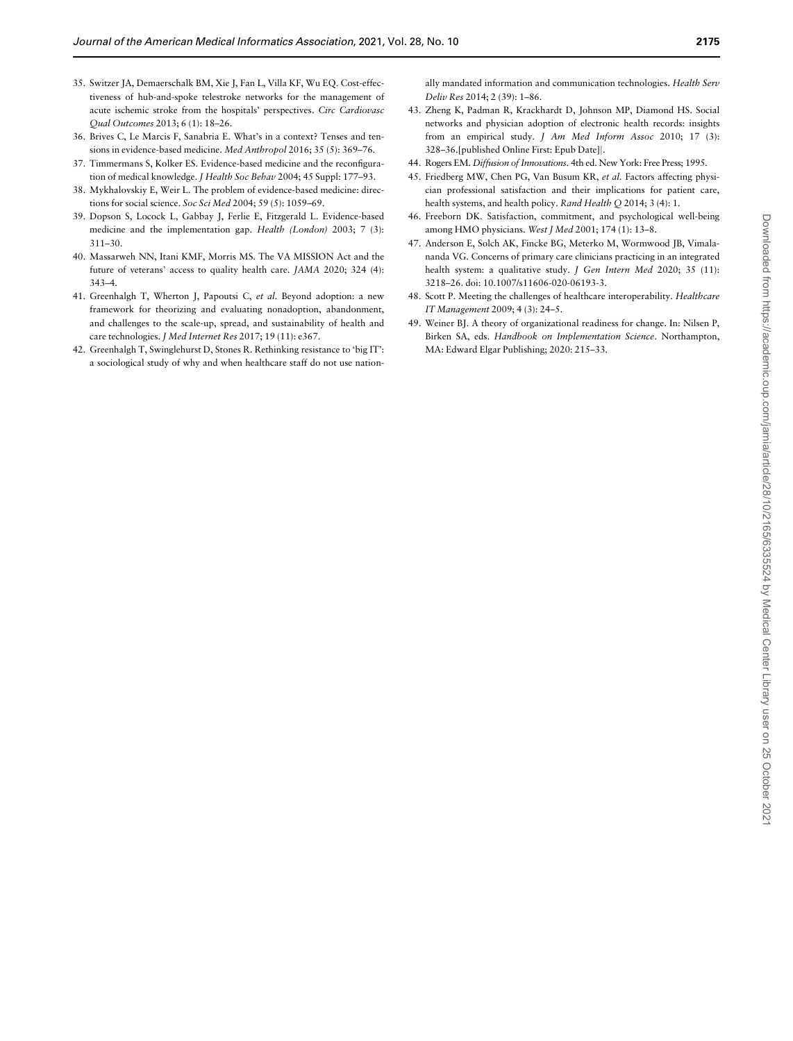35. Switzer JA, Demaerschalk BM, Xie J, Fan L, Villa KF, Wu EQ. Cost-effectiveness of hub-and-spoke telestroke networks for the management of acute ischemic stroke from the hospitals' perspectives. *Circ Cardiovasc Qual Outcomes* 2013; 6 (1): 18–26.
36. Brives C, Le Marcis F, Sanabria E. What's in a context? Tenses and tensions in evidence-based medicine. *Med Anthropol* 2016; 35 (5): 369–76.
37. Timmermans S, Kolker ES. Evidence-based medicine and the reconfiguration of medical knowledge. *J Health Soc Behav* 2004; 45 Suppl: 177–93.
38. Mykhalovskiy E, Weir L. The problem of evidence-based medicine: directions for social science. *Soc Sci Med* 2004; 59 (5): 1059–69.
39. Dopson S, Locock L, Gabbay J, Ferlie E, Fitzgerald L. Evidence-based medicine and the implementation gap. *Health (London)* 2003; 7 (3): 311–30.
40. Massarweh NN, Itani KMF, Morris MS. The VA MISSION Act and the future of veterans' access to quality health care. *JAMA* 2020; 324 (4): 343–4.
41. Greenhalgh T, Wherton J, Papoutsi C, *et al.* Beyond adoption: a new framework for theorizing and evaluating nonadoption, abandonment, and challenges to the scale-up, spread, and sustainability of health and care technologies. *J Med Internet Res* 2017; 19 (11): e367.
42. Greenhalgh T, Swinglehurst D, Stones R. Rethinking resistance to 'big IT': a sociological study of why and when healthcare staff do not use nationally mandated information and communication technologies. *Health Serv Deliv Res* 2014; 2 (39): 1–86.
43. Zheng K, Padman R, Krackhardt D, Johnson MP, Diamond HS. Social networks and physician adoption of electronic health records: insights from an empirical study. *J Am Med Inform Assoc* 2010; 17 (3): 328–36.[published Online First: Epub Date]|.
44. Rogers EM. *Diffusion of Innovations*. 4th ed. New York: Free Press; 1995.
45. Friedberg MW, Chen PG, Van Busum KR, *et al.* Factors affecting physician professional satisfaction and their implications for patient care, health systems, and health policy. *Rand Health Q* 2014; 3 (4): 1.
46. Freeborn DK. Satisfaction, commitment, and psychological well-being among HMO physicians. *West J Med* 2001; 174 (1): 13–8.
47. Anderson E, Solch AK, Fincke BG, Meterko M, Wormwood JB, Vimalananda VG. Concerns of primary care clinicians practicing in an integrated health system: a qualitative study. *J Gen Intern Med* 2020; 35 (11): 3218–26. doi: 10.1007/s11606-020-06193-3.
48. Scott P. Meeting the challenges of healthcare interoperability. *Healthcare IT Management* 2009; 4 (3): 24–5.
49. Weiner BJ. A theory of organizational readiness for change. In: Nilsen P, Birken SA, eds. *Handbook on Implementation Science*. Northampton, MA: Edward Elgar Publishing; 2020: 215–33.